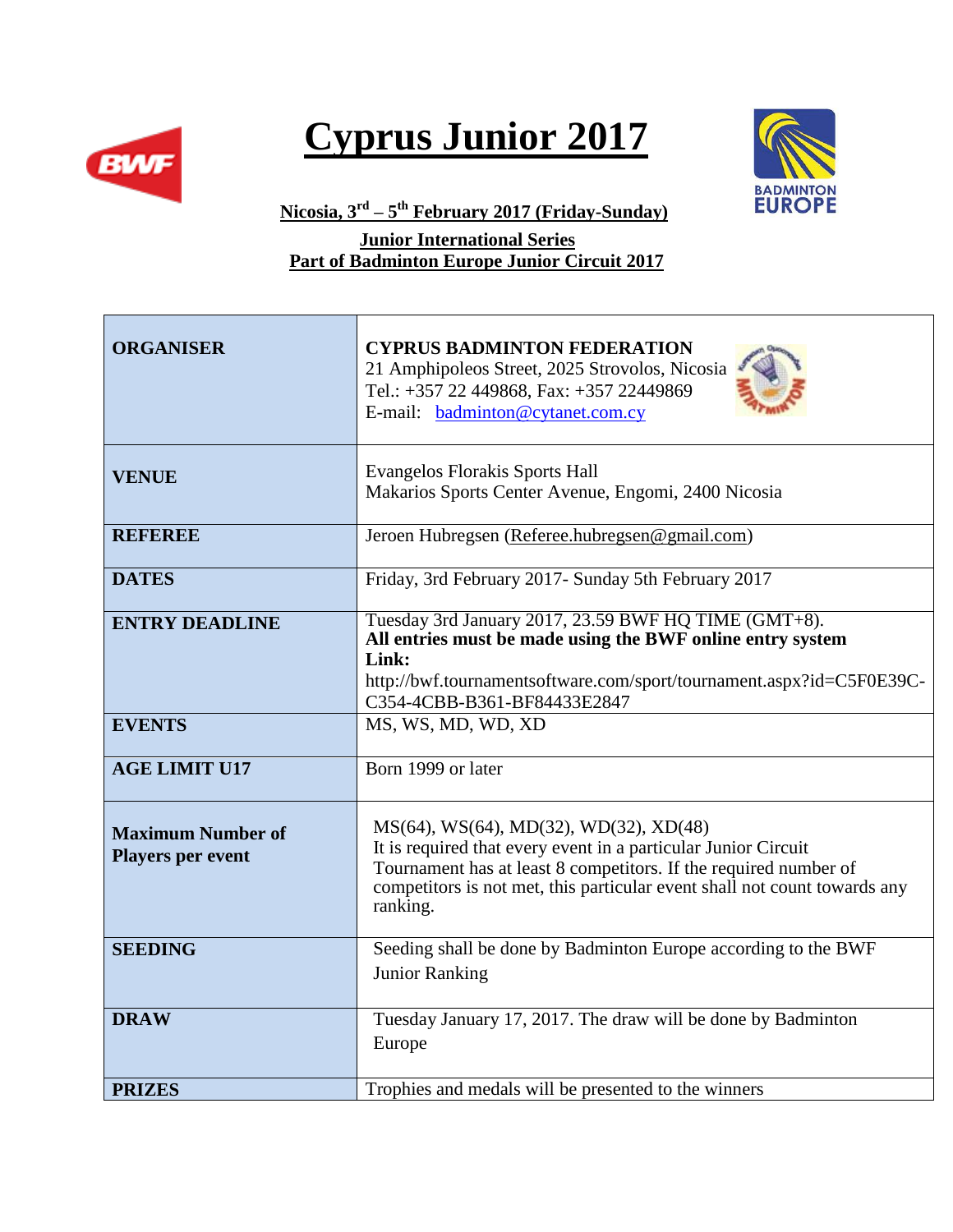# Cyprus Junior 2017

**Nicosia, 3rd – 5th February 2017 (Friday-Sunday)**

**Junior International Series**
**Part of Badminton Europe Junior Circuit 2017**

| | |
|---|---|
| **ORGANISER** | **CYPRUS BADMINTON FEDERATION**<br>21 Amphipoleos Street, 2025 Strovolos, Nicosia<br>Tel.: +357 22 449868, Fax: +357 22449869<br>E-mail: badminton@cytanet.com.cy |
| **VENUE** | Evangelos Florakis Sports Hall<br>Makarios Sports Center Avenue, Engomi, 2400 Nicosia |
| **REFEREE** | Jeroen Hubregsen (Referee.hubregsen@gmail.com) |
| **DATES** | Friday, 3rd February 2017- Sunday 5th February 2017 |
| **ENTRY DEADLINE** | Tuesday 3rd January 2017, 23.59 BWF HQ TIME (GMT+8).<br>**All entries must be made using the BWF online entry system**<br>**Link:**<br>http://bwf.tournamentsoftware.com/sport/tournament.aspx?id=C5F0E39C-C354-4CBB-B361-BF84433E2847 |
| **EVENTS** | MS, WS, MD, WD, XD |
| **AGE LIMIT U17** | Born 1999 or later |
| **Maximum Number of Players per event** | MS(64), WS(64), MD(32), WD(32), XD(48)<br>It is required that every event in a particular Junior Circuit Tournament has at least 8 competitors. If the required number of competitors is not met, this particular event shall not count towards any ranking. |
| **SEEDING** | Seeding shall be done by Badminton Europe according to the BWF Junior Ranking |
| **DRAW** | Tuesday January 17, 2017. The draw will be done by Badminton Europe |
| **PRIZES** | Trophies and medals will be presented to the winners |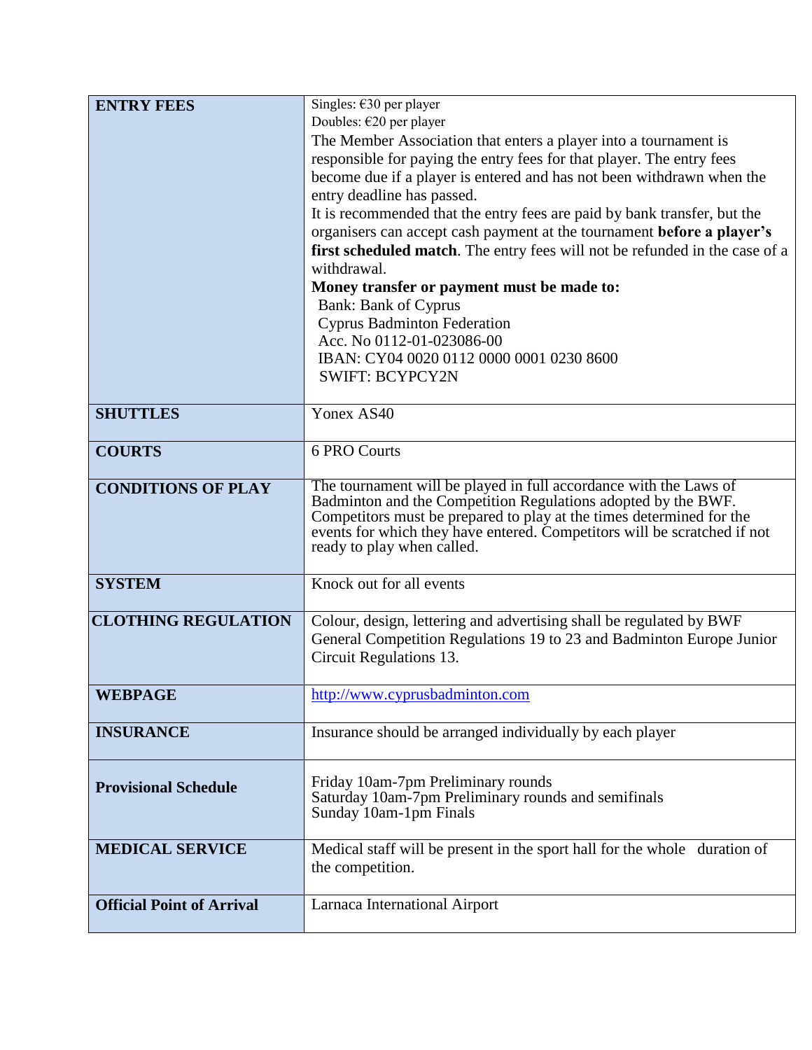| ENTRY FEES | Singles: €30 per player<br>Doubles: €20 per player<br>The Member Association that enters a player into a tournament is responsible for paying the entry fees for that player. The entry fees become due if a player is entered and has not been withdrawn when the entry deadline has passed.<br>It is recommended that the entry fees are paid by bank transfer, but the organisers can accept cash payment at the tournament **before a player's first scheduled match**. The entry fees will not be refunded in the case of a withdrawal.<br>**Money transfer or payment must be made to:**<br>Bank: Bank of Cyprus<br>Cyprus Badminton Federation<br>Acc. No 0112-01-023086-00<br>IBAN: CY04 0020 0112 0000 0001 0230 8600<br>SWIFT: BCYPCY2N |
|---|---|
| **SHUTTLES** | Yonex AS40 |
| **COURTS** | 6 PRO Courts |
| **CONDITIONS OF PLAY** | The tournament will be played in full accordance with the Laws of Badminton and the Competition Regulations adopted by the BWF. Competitors must be prepared to play at the times determined for the events for which they have entered. Competitors will be scratched if not ready to play when called. |
| **SYSTEM** | Knock out for all events |
| **CLOTHING REGULATION** | Colour, design, lettering and advertising shall be regulated by BWF General Competition Regulations 19 to 23 and Badminton Europe Junior Circuit Regulations 13. |
| **WEBPAGE** | [http://www.cyprusbadminton.com](http://www.cyprusbadminton.com) |
| **INSURANCE** | Insurance should be arranged individually by each player |
| **Provisional Schedule** | Friday 10am-7pm Preliminary rounds<br>Saturday 10am-7pm Preliminary rounds and semifinals<br>Sunday 10am-1pm Finals |
| **MEDICAL SERVICE** | Medical staff will be present in the sport hall for the whole duration of the competition. |
| **Official Point of Arrival** | Larnaca International Airport |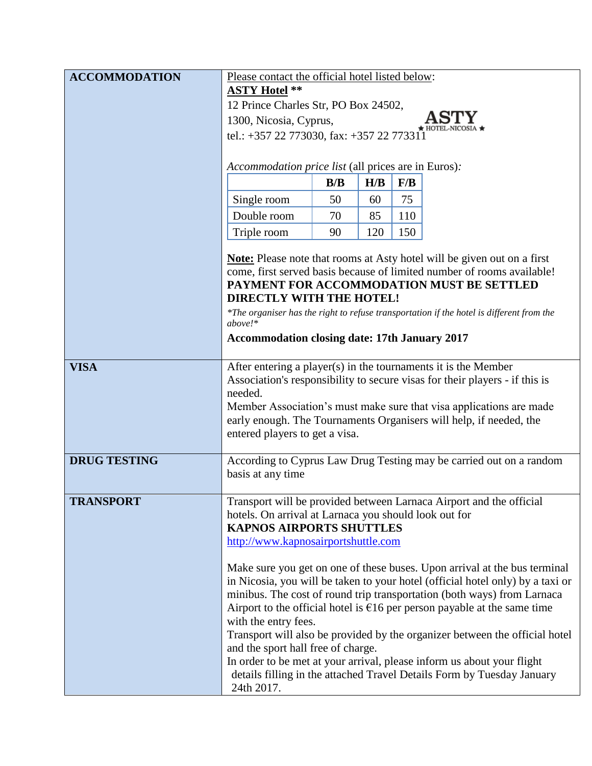## ACCOMMODATION

Please contact the official hotel listed below:

**ASTY Hotel \*\***

12 Prince Charles Str, PO Box 24502,
1300, Nicosia, Cyprus,
tel.: +357 22 773030, fax: +357 22 773311

ASTY ★ HOTEL-NICOSIA ★

*Accommodation price list* (all prices are in Euros)*:*

| | B/B | H/B | F/B |
|---|---|---|---|
| Single room | 50 | 60 | 75 |
| Double room | 70 | 85 | 110 |
| Triple room | 90 | 120 | 150 |

**Note:** Please note that rooms at Asty hotel will be given out on a first come, first served basis because of limited number of rooms available!

**PAYMENT FOR ACCOMMODATION MUST BE SETTLED DIRECTLY WITH THE HOTEL!**

*\*The organiser has the right to refuse transportation if the hotel is different from the above!\**

**Accommodation closing date: 17th January 2017**

## VISA

After entering a player(s) in the tournaments it is the Member Association's responsibility to secure visas for their players - if this is needed.

Member Association's must make sure that visa applications are made early enough. The Tournaments Organisers will help, if needed, the entered players to get a visa.

## DRUG TESTING

According to Cyprus Law Drug Testing may be carried out on a random basis at any time

## TRANSPORT

Transport will be provided between Larnaca Airport and the official hotels. On arrival at Larnaca you should look out for

**KAPNOS AIRPORTS SHUTTLES**

http://www.kapnosairportshuttle.com

Make sure you get on one of these buses. Upon arrival at the bus terminal in Nicosia, you will be taken to your hotel (official hotel only) by a taxi or minibus. The cost of round trip transportation (both ways) from Larnaca Airport to the official hotel is €16 per person payable at the same time with the entry fees.

Transport will also be provided by the organizer between the official hotel and the sport hall free of charge.

In order to be met at your arrival, please inform us about your flight details filling in the attached Travel Details Form by Tuesday January 24th 2017.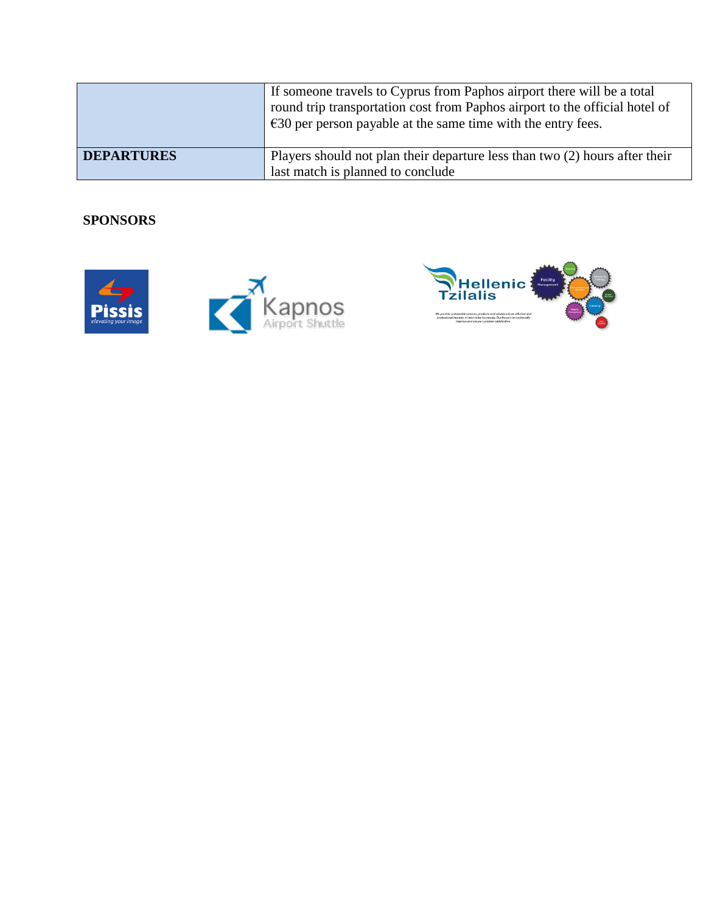| | |
|---|---|
| | If someone travels to Cyprus from Paphos airport there will be a total round trip transportation cost from Paphos airport to the official hotel of €30 per person payable at the same time with the entry fees. |
| **DEPARTURES** | Players should not plan their departure less than two (2) hours after their last match is planned to conclude |

**SPONSORS**